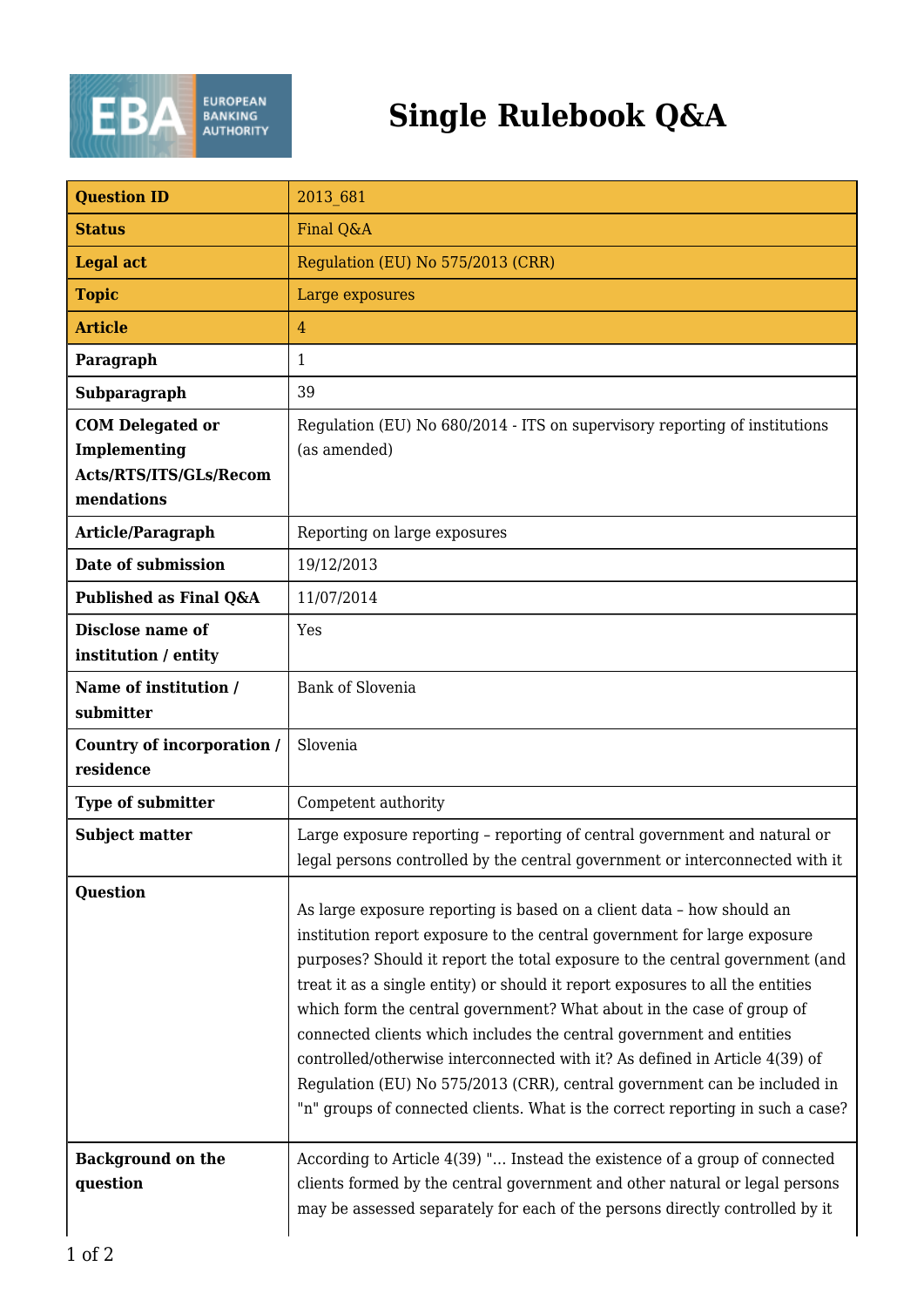# Single Rulebook Q&A

| Question ID | 2013_681 |
|---|---|
| Status | Final Q&A |
| Legal act | Regulation (EU) No 575/2013 (CRR) |
| Topic | Large exposures |
| Article | 4 |
| Paragraph | 1 |
| Subparagraph | 39 |
| COM Delegated or Implementing Acts/RTS/ITS/GLs/Recommendations | Regulation (EU) No 680/2014 - ITS on supervisory reporting of institutions (as amended) |
| Article/Paragraph | Reporting on large exposures |
| Date of submission | 19/12/2013 |
| Published as Final Q&A | 11/07/2014 |
| Disclose name of institution / entity | Yes |
| Name of institution / submitter | Bank of Slovenia |
| Country of incorporation / residence | Slovenia |
| Type of submitter | Competent authority |
| Subject matter | Large exposure reporting – reporting of central government and natural or legal persons controlled by the central government or interconnected with it |
| Question | As large exposure reporting is based on a client data – how should an institution report exposure to the central government for large exposure purposes? Should it report the total exposure to the central government (and treat it as a single entity) or should it report exposures to all the entities which form the central government? What about in the case of group of connected clients which includes the central government and entities controlled/otherwise interconnected with it? As defined in Article 4(39) of Regulation (EU) No 575/2013 (CRR), central government can be included in "n" groups of connected clients. What is the correct reporting in such a case? |
| Background on the question | According to Article 4(39) "... Instead the existence of a group of connected clients formed by the central government and other natural or legal persons may be assessed separately for each of the persons directly controlled by it |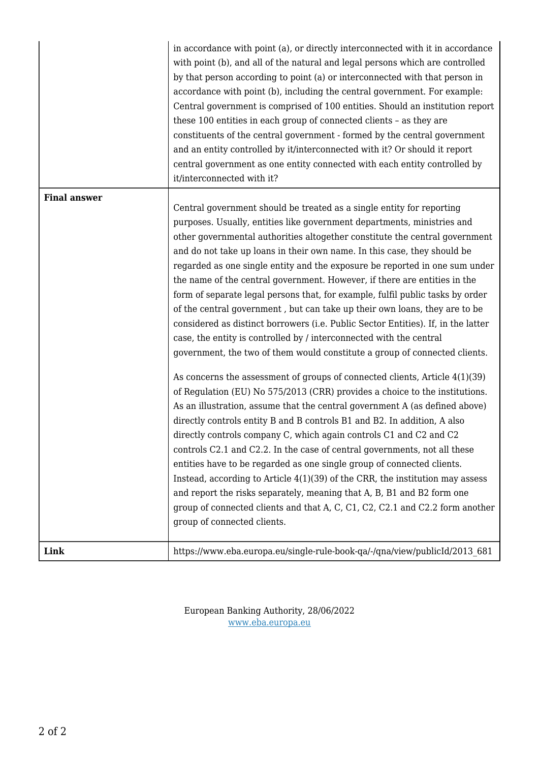| | |
|---|---|
| | in accordance with point (a), or directly interconnected with it in accordance with point (b), and all of the natural and legal persons which are controlled by that person according to point (a) or interconnected with that person in accordance with point (b), including the central government. For example: Central government is comprised of 100 entities. Should an institution report these 100 entities in each group of connected clients – as they are constituents of the central government - formed by the central government and an entity controlled by it/interconnected with it? Or should it report central government as one entity connected with each entity controlled by it/interconnected with it? |
| **Final answer** | Central government should be treated as a single entity for reporting purposes. Usually, entities like government departments, ministries and other governmental authorities altogether constitute the central government and do not take up loans in their own name. In this case, they should be regarded as one single entity and the exposure be reported in one sum under the name of the central government. However, if there are entities in the form of separate legal persons that, for example, fulfil public tasks by order of the central government , but can take up their own loans, they are to be considered as distinct borrowers (i.e. Public Sector Entities). If, in the latter case, the entity is controlled by / interconnected with the central government, the two of them would constitute a group of connected clients.<br><br>As concerns the assessment of groups of connected clients, Article 4(1)(39) of Regulation (EU) No 575/2013 (CRR) provides a choice to the institutions. As an illustration, assume that the central government A (as defined above) directly controls entity B and B controls B1 and B2. In addition, A also directly controls company C, which again controls C1 and C2 and C2 controls C2.1 and C2.2. In the case of central governments, not all these entities have to be regarded as one single group of connected clients. Instead, according to Article 4(1)(39) of the CRR, the institution may assess and report the risks separately, meaning that A, B, B1 and B2 form one group of connected clients and that A, C, C1, C2, C2.1 and C2.2 form another group of connected clients. |
| **Link** | https://www.eba.europa.eu/single-rule-book-qa/-/qna/view/publicId/2013_681 |

European Banking Authority, 28/06/2022
www.eba.europa.eu